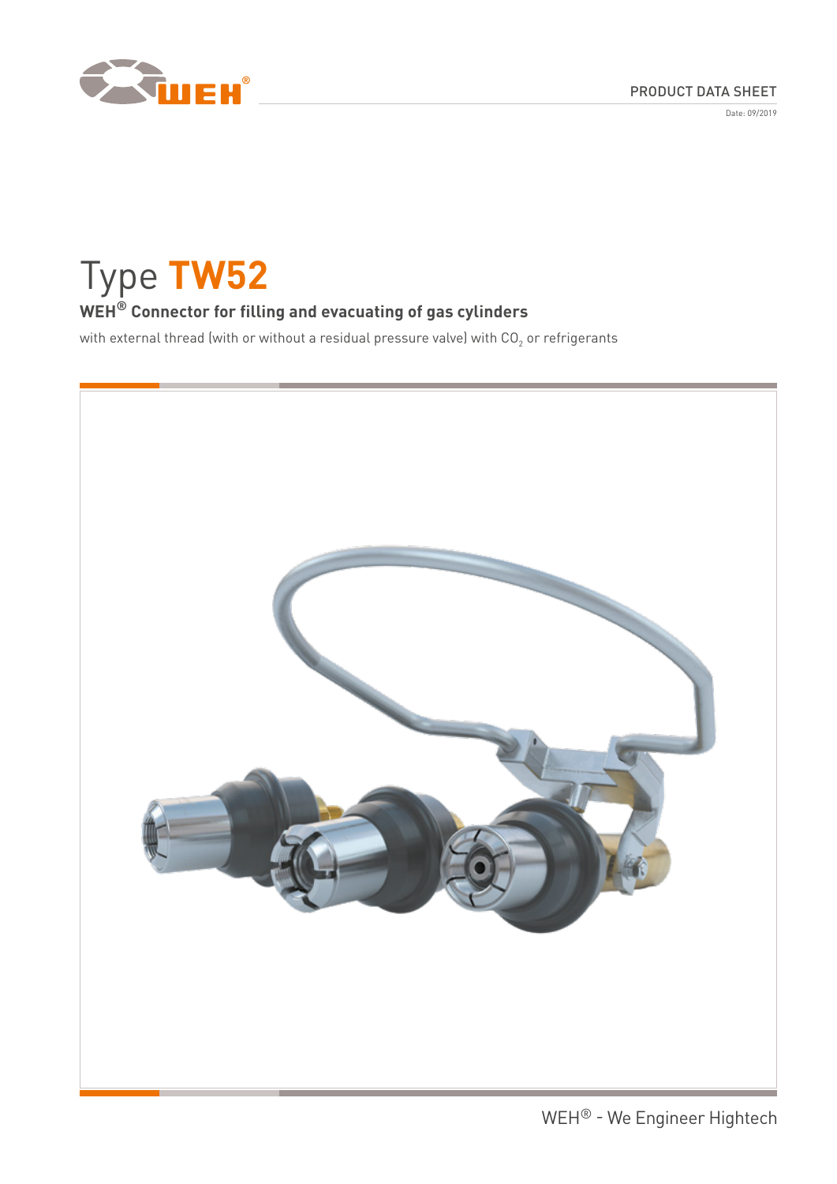PRODUCT DATA SHEET

Date: 09/2019

# Type **TW52**

## WEH® Connector for filling and evacuating of gas cylinders

with external thread (with or without a residual pressure valve) with $CO_2$ or refrigerants

WEH® - We Engineer Hightech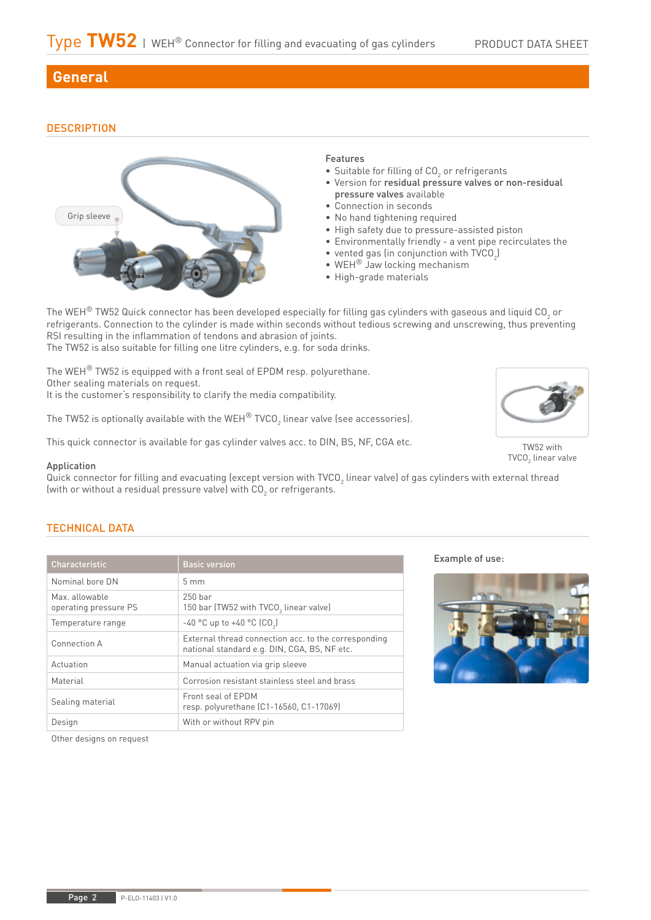## General

### DESCRIPTION

Grip sleeve

**Features**

- Suitable for filling of $CO_2$ or refrigerants
- Version for **residual pressure valves or non-residual pressure valves** available
- Connection in seconds
- No hand tightening required
- High safety due to pressure-assisted piston
- Environmentally friendly - a vent pipe recirculates the
- vented gas (in conjunction with TV$CO_2$)
- WEH® Jaw locking mechanism
- High-grade materials

The WEH® TW52 Quick connector has been developed especially for filling gas cylinders with gaseous and liquid $CO_2$ or refrigerants. Connection to the cylinder is made within seconds without tedious screwing and unscrewing, thus preventing RSI resulting in the inflammation of tendons and abrasion of joints.
The TW52 is also suitable for filling one litre cylinders, e.g. for soda drinks.

The WEH® TW52 is equipped with a front seal of EPDM resp. polyurethane.
Other sealing materials on request.
It is the customer's responsibility to clarify the media compatibility.

The TW52 is optionally available with the WEH® TV$CO_2$ linear valve (see accessories).

This quick connector is available for gas cylinder valves acc. to DIN, BS, NF, CGA etc.

TW52 with TV$CO_2$ linear valve

**Application**
Quick connector for filling and evacuating (except version with TV$CO_2$ linear valve) of gas cylinders with external thread (with or without a residual pressure valve) with $CO_2$ or refrigerants.

### TECHNICAL DATA

| Characteristic | Basic version |
|---|---|
| Nominal bore DN | 5 mm |
| Max. allowable operating pressure PS | 250 bar<br>150 bar (TW52 with TV$CO_2$ linear valve) |
| Temperature range | -40 °C up to +40 °C ($CO_2$) |
| Connection A | External thread connection acc. to the corresponding national standard e.g. DIN, CGA, BS, NF etc. |
| Actuation | Manual actuation via grip sleeve |
| Material | Corrosion resistant stainless steel and brass |
| Sealing material | Front seal of EPDM<br>resp. polyurethane (C1-16560, C1-17069) |
| Design | With or without RPV pin |

Other designs on request

**Example of use:**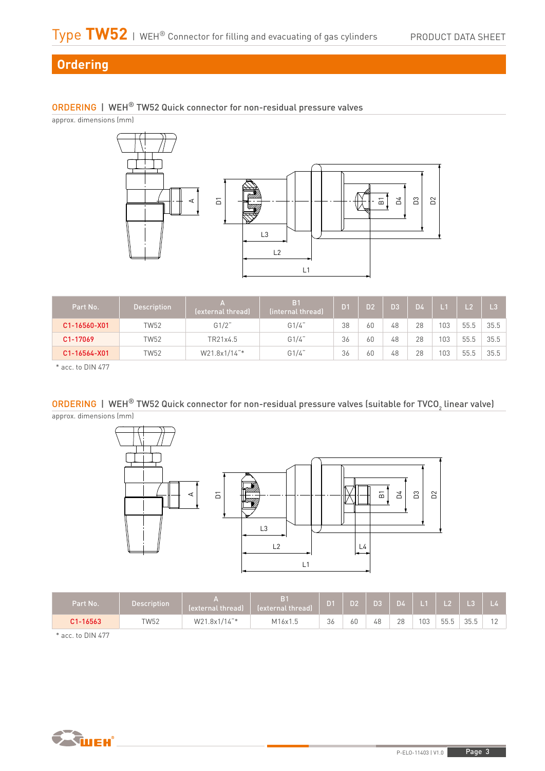## Ordering

### ORDERING | WEH® TW52 Quick connector for non-residual pressure valves

approx. dimensions (mm)

| Part No. | Description | A (external thread) | B1 (internal thread) | D1 | D2 | D3 | D4 | L1 | L2 | L3 |
|---|---|---|---|---|---|---|---|---|---|---|
| C1-16560-X01 | TW52 | G1/2" | G1/4" | 38 | 60 | 48 | 28 | 103 | 55.5 | 35.5 |
| C1-17069 | TW52 | TR21x4.5 | G1/4" | 36 | 60 | 48 | 28 | 103 | 55.5 | 35.5 |
| C1-16564-X01 | TW52 | W21.8x1/14"* | G1/4" | 36 | 60 | 48 | 28 | 103 | 55.5 | 35.5 |

\* acc. to DIN 477

### ORDERING | WEH® TW52 Quick connector for non-residual pressure valves (suitable for TVCO$_2$ linear valve)

approx. dimensions (mm)

| Part No. | Description | A (external thread) | B1 (external thread) | D1 | D2 | D3 | D4 | L1 | L2 | L3 | L4 |
|---|---|---|---|---|---|---|---|---|---|---|---|
| C1-16563 | TW52 | W21.8x1/14"* | M16x1.5 | 36 | 60 | 48 | 28 | 103 | 55.5 | 35.5 | 12 |

\* acc. to DIN 477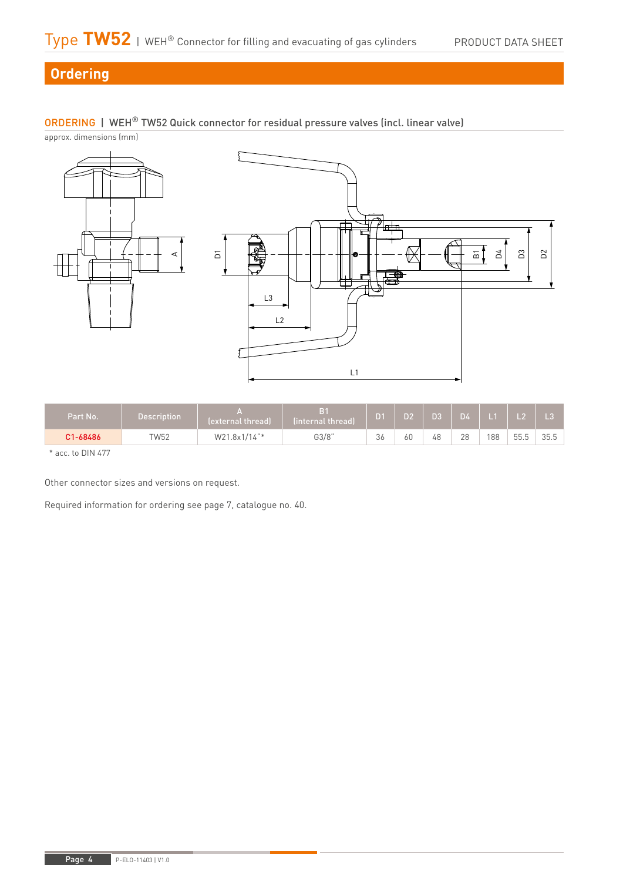## Ordering

### ORDERING | WEH® TW52 Quick connector for residual pressure valves (incl. linear valve)

approx. dimensions (mm)

| Part No. | Description | A (external thread) | B1 (internal thread) | D1 | D2 | D3 | D4 | L1 | L2 | L3 |
|---|---|---|---|---|---|---|---|---|---|---|
| C1-68486 | TW52 | W21.8x1/14"* | G3/8" | 36 | 60 | 48 | 28 | 188 | 55.5 | 35.5 |

* acc. to DIN 477

Other connector sizes and versions on request.

Required information for ordering see page 7, catalogue no. 40.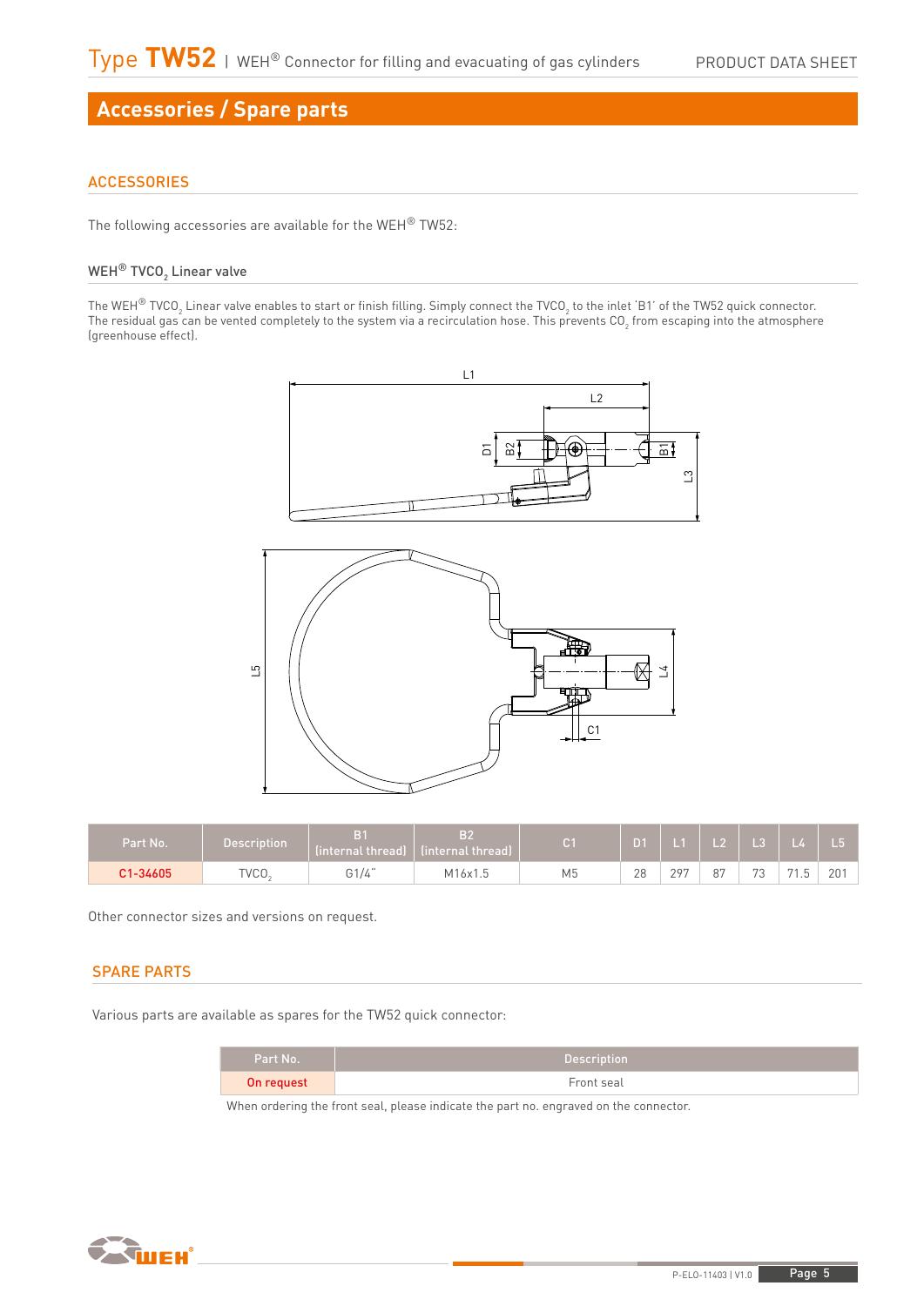## Accessories / Spare parts

### ACCESSORIES

The following accessories are available for the WEH® TW52:

#### WEH® TVCO$_2$ Linear valve

The WEH® TVCO$_2$ Linear valve enables to start or finish filling. Simply connect the TVCO$_2$ to the inlet 'B1' of the TW52 quick connector. The residual gas can be vented completely to the system via a recirculation hose. This prevents $CO_2$ from escaping into the atmosphere (greenhouse effect).

| Part No. | Description | B1 (internal thread) | B2 (internal thread) | C1 | D1 | L1 | L2 | L3 | L4 | L5 |
|---|---|---|---|---|---|---|---|---|---|---|
| C1-34605 | TVCO$_2$ | G1/4" | M16x1.5 | M5 | 28 | 297 | 87 | 73 | 71.5 | 201 |

Other connector sizes and versions on request.

### SPARE PARTS

Various parts are available as spares for the TW52 quick connector:

| Part No. | Description |
|---|---|
| On request | Front seal |

When ordering the front seal, please indicate the part no. engraved on the connector.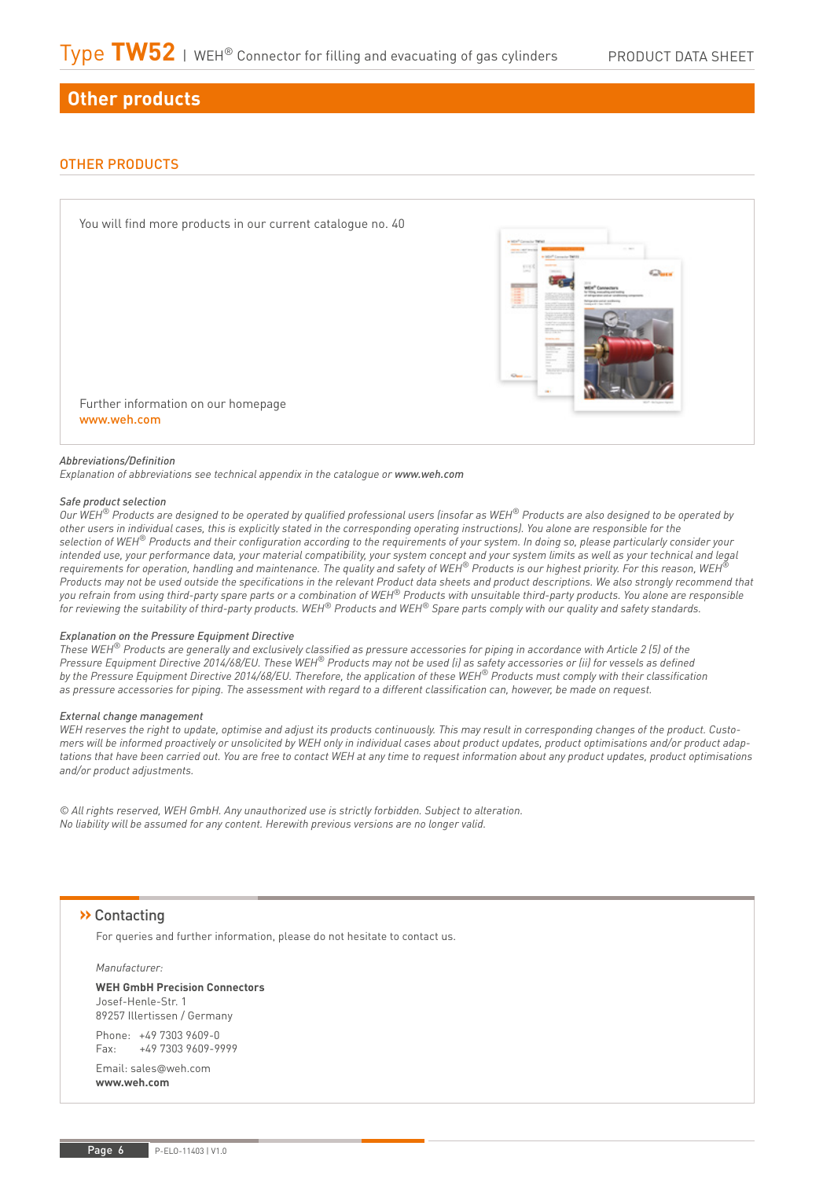## Other products

### OTHER PRODUCTS

You will find more products in our current catalogue no. 40

Further information on our homepage
www.weh.com

*Abbreviations/Definition*
*Explanation of abbreviations see technical appendix in the catalogue or* ***www.weh.com***

*Safe product selection*
*Our WEH® Products are designed to be operated by qualified professional users (insofar as WEH® Products are also designed to be operated by other users in individual cases, this is explicitly stated in the corresponding operating instructions). You alone are responsible for the selection of WEH® Products and their configuration according to the requirements of your system. In doing so, please particularly consider your intended use, your performance data, your material compatibility, your system concept and your system limits as well as your technical and legal requirements for operation, handling and maintenance. The quality and safety of WEH® Products is our highest priority. For this reason, WEH® Products may not be used outside the specifications in the relevant Product data sheets and product descriptions. We also strongly recommend that you refrain from using third-party spare parts or a combination of WEH® Products with unsuitable third-party products. You alone are responsible for reviewing the suitability of third-party products. WEH® Products and WEH® Spare parts comply with our quality and safety standards.*

*Explanation on the Pressure Equipment Directive*
*These WEH® Products are generally and exclusively classified as pressure accessories for piping in accordance with Article 2 (5) of the Pressure Equipment Directive 2014/68/EU. These WEH® Products may not be used (i) as safety accessories or (ii) for vessels as defined by the Pressure Equipment Directive 2014/68/EU. Therefore, the application of these WEH® Products must comply with their classification as pressure accessories for piping. The assessment with regard to a different classification can, however, be made on request.*

*External change management*
*WEH reserves the right to update, optimise and adjust its products continuously. This may result in corresponding changes of the product. Customers will be informed proactively or unsolicited by WEH only in individual cases about product updates, product optimisations and/or product adaptations that have been carried out. You are free to contact WEH at any time to request information about any product updates, product optimisations and/or product adjustments.*

*© All rights reserved, WEH GmbH. Any unauthorized use is strictly forbidden. Subject to alteration.*
*No liability will be assumed for any content. Herewith previous versions are no longer valid.*

### » Contacting

For queries and further information, please do not hesitate to contact us.

*Manufacturer:*

**WEH GmbH Precision Connectors**
Josef-Henle-Str. 1
89257 Illertissen / Germany

Phone: +49 7303 9609-0
Fax: +49 7303 9609-9999

Email: sales@weh.com
**www.weh.com**

P-ELO-11403 | V1.0